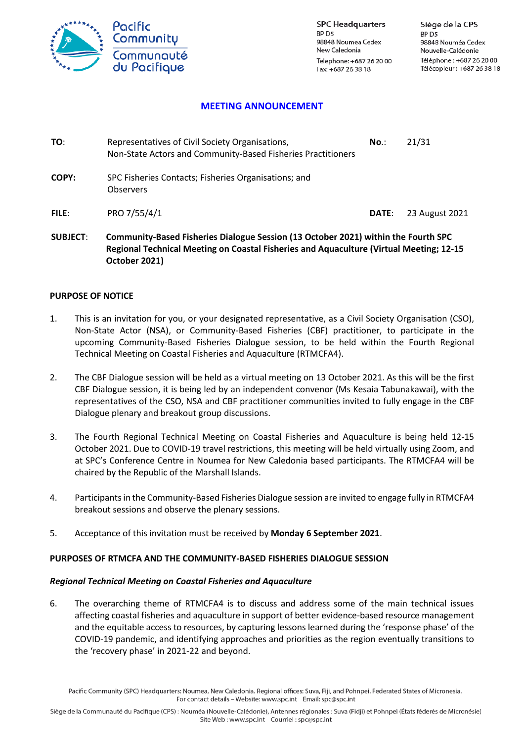Pacific Community
Communauté du Pacifique

**SPC Headquarters**
BP D5
98848 Noumea Cedex
New Caledonia
Telephone: +687 26 20 00
Fax: +687 26 38 18

**Siège de la CPS**
BP D5
98848 Nouméa Cedex
Nouvelle-Calédonie
Téléphone : +687 26 20 00
Télécopieur : +687 26 38 18

## MEETING ANNOUNCEMENT

**TO**: Representatives of Civil Society Organisations, Non-State Actors and Community-Based Fisheries Practitioners

**No.**: 21/31

**COPY:** SPC Fisheries Contacts; Fisheries Organisations; and Observers

**FILE**: PRO 7/55/4/1

**DATE**: 23 August 2021

**SUBJECT**: **Community-Based Fisheries Dialogue Session (13 October 2021) within the Fourth SPC Regional Technical Meeting on Coastal Fisheries and Aquaculture (Virtual Meeting; 12-15 October 2021)**

### PURPOSE OF NOTICE

1. This is an invitation for you, or your designated representative, as a Civil Society Organisation (CSO), Non-State Actor (NSA), or Community-Based Fisheries (CBF) practitioner, to participate in the upcoming Community-Based Fisheries Dialogue session, to be held within the Fourth Regional Technical Meeting on Coastal Fisheries and Aquaculture (RTMCFA4).

2. The CBF Dialogue session will be held as a virtual meeting on 13 October 2021. As this will be the first CBF Dialogue session, it is being led by an independent convenor (Ms Kesaia Tabunakawai), with the representatives of the CSO, NSA and CBF practitioner communities invited to fully engage in the CBF Dialogue plenary and breakout group discussions.

3. The Fourth Regional Technical Meeting on Coastal Fisheries and Aquaculture is being held 12-15 October 2021. Due to COVID-19 travel restrictions, this meeting will be held virtually using Zoom, and at SPC's Conference Centre in Noumea for New Caledonia based participants. The RTMCFA4 will be chaired by the Republic of the Marshall Islands.

4. Participants in the Community-Based Fisheries Dialogue session are invited to engage fully in RTMCFA4 breakout sessions and observe the plenary sessions.

5. Acceptance of this invitation must be received by **Monday 6 September 2021**.

### PURPOSES OF RTMCFA AND THE COMMUNITY-BASED FISHERIES DIALOGUE SESSION

#### *Regional Technical Meeting on Coastal Fisheries and Aquaculture*

6. The overarching theme of RTMCFA4 is to discuss and address some of the main technical issues affecting coastal fisheries and aquaculture in support of better evidence-based resource management and the equitable access to resources, by capturing lessons learned during the 'response phase' of the COVID-19 pandemic, and identifying approaches and priorities as the region eventually transitions to the 'recovery phase' in 2021-22 and beyond.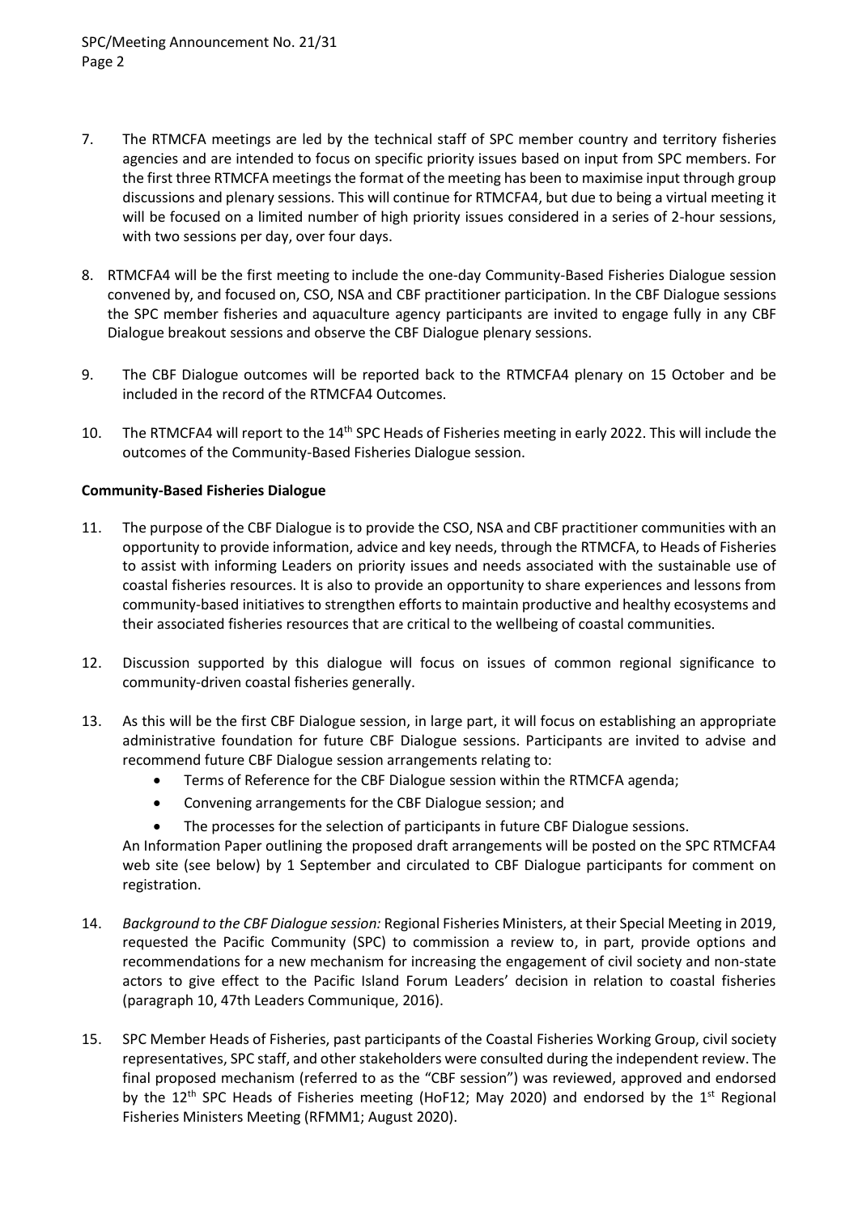7. The RTMCFA meetings are led by the technical staff of SPC member country and territory fisheries agencies and are intended to focus on specific priority issues based on input from SPC members. For the first three RTMCFA meetings the format of the meeting has been to maximise input through group discussions and plenary sessions. This will continue for RTMCFA4, but due to being a virtual meeting it will be focused on a limited number of high priority issues considered in a series of 2-hour sessions, with two sessions per day, over four days.

8. RTMCFA4 will be the first meeting to include the one-day Community-Based Fisheries Dialogue session convened by, and focused on, CSO, NSA and CBF practitioner participation. In the CBF Dialogue sessions the SPC member fisheries and aquaculture agency participants are invited to engage fully in any CBF Dialogue breakout sessions and observe the CBF Dialogue plenary sessions.

9. The CBF Dialogue outcomes will be reported back to the RTMCFA4 plenary on 15 October and be included in the record of the RTMCFA4 Outcomes.

10. The RTMCFA4 will report to the 14th SPC Heads of Fisheries meeting in early 2022. This will include the outcomes of the Community-Based Fisheries Dialogue session.

**Community-Based Fisheries Dialogue**

11. The purpose of the CBF Dialogue is to provide the CSO, NSA and CBF practitioner communities with an opportunity to provide information, advice and key needs, through the RTMCFA, to Heads of Fisheries to assist with informing Leaders on priority issues and needs associated with the sustainable use of coastal fisheries resources. It is also to provide an opportunity to share experiences and lessons from community-based initiatives to strengthen efforts to maintain productive and healthy ecosystems and their associated fisheries resources that are critical to the wellbeing of coastal communities.

12. Discussion supported by this dialogue will focus on issues of common regional significance to community-driven coastal fisheries generally.

13. As this will be the first CBF Dialogue session, in large part, it will focus on establishing an appropriate administrative foundation for future CBF Dialogue sessions. Participants are invited to advise and recommend future CBF Dialogue session arrangements relating to:
    - Terms of Reference for the CBF Dialogue session within the RTMCFA agenda;
    - Convening arrangements for the CBF Dialogue session; and
    - The processes for the selection of participants in future CBF Dialogue sessions.

    An Information Paper outlining the proposed draft arrangements will be posted on the SPC RTMCFA4 web site (see below) by 1 September and circulated to CBF Dialogue participants for comment on registration.

14. *Background to the CBF Dialogue session:* Regional Fisheries Ministers, at their Special Meeting in 2019, requested the Pacific Community (SPC) to commission a review to, in part, provide options and recommendations for a new mechanism for increasing the engagement of civil society and non-state actors to give effect to the Pacific Island Forum Leaders' decision in relation to coastal fisheries (paragraph 10, 47th Leaders Communique, 2016).

15. SPC Member Heads of Fisheries, past participants of the Coastal Fisheries Working Group, civil society representatives, SPC staff, and other stakeholders were consulted during the independent review. The final proposed mechanism (referred to as the "CBF session") was reviewed, approved and endorsed by the 12th SPC Heads of Fisheries meeting (HoF12; May 2020) and endorsed by the 1st Regional Fisheries Ministers Meeting (RFMM1; August 2020).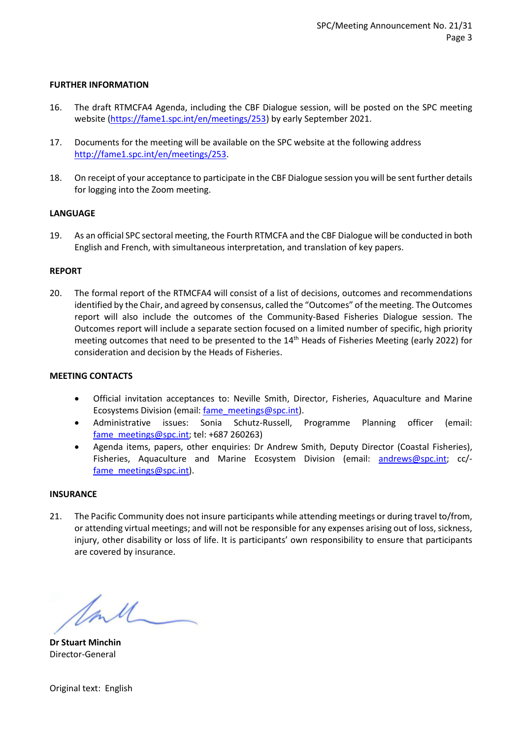**FURTHER INFORMATION**

16. The draft RTMCFA4 Agenda, including the CBF Dialogue session, will be posted on the SPC meeting website (https://fame1.spc.int/en/meetings/253) by early September 2021.

17. Documents for the meeting will be available on the SPC website at the following address http://fame1.spc.int/en/meetings/253.

18. On receipt of your acceptance to participate in the CBF Dialogue session you will be sent further details for logging into the Zoom meeting.

**LANGUAGE**

19. As an official SPC sectoral meeting, the Fourth RTMCFA and the CBF Dialogue will be conducted in both English and French, with simultaneous interpretation, and translation of key papers.

**REPORT**

20. The formal report of the RTMCFA4 will consist of a list of decisions, outcomes and recommendations identified by the Chair, and agreed by consensus, called the "Outcomes" of the meeting. The Outcomes report will also include the outcomes of the Community-Based Fisheries Dialogue session. The Outcomes report will include a separate section focused on a limited number of specific, high priority meeting outcomes that need to be presented to the 14th Heads of Fisheries Meeting (early 2022) for consideration and decision by the Heads of Fisheries.

**MEETING CONTACTS**

- Official invitation acceptances to: Neville Smith, Director, Fisheries, Aquaculture and Marine Ecosystems Division (email: fame_meetings@spc.int).
- Administrative issues: Sonia Schutz-Russell, Programme Planning officer (email: fame_meetings@spc.int; tel: +687 260263)
- Agenda items, papers, other enquiries: Dr Andrew Smith, Deputy Director (Coastal Fisheries), Fisheries, Aquaculture and Marine Ecosystem Division (email: andrews@spc.int; cc/- fame_meetings@spc.int).

**INSURANCE**

21. The Pacific Community does not insure participants while attending meetings or during travel to/from, or attending virtual meetings; and will not be responsible for any expenses arising out of loss, sickness, injury, other disability or loss of life. It is participants' own responsibility to ensure that participants are covered by insurance.

**Dr Stuart Minchin**
Director-General

Original text: English